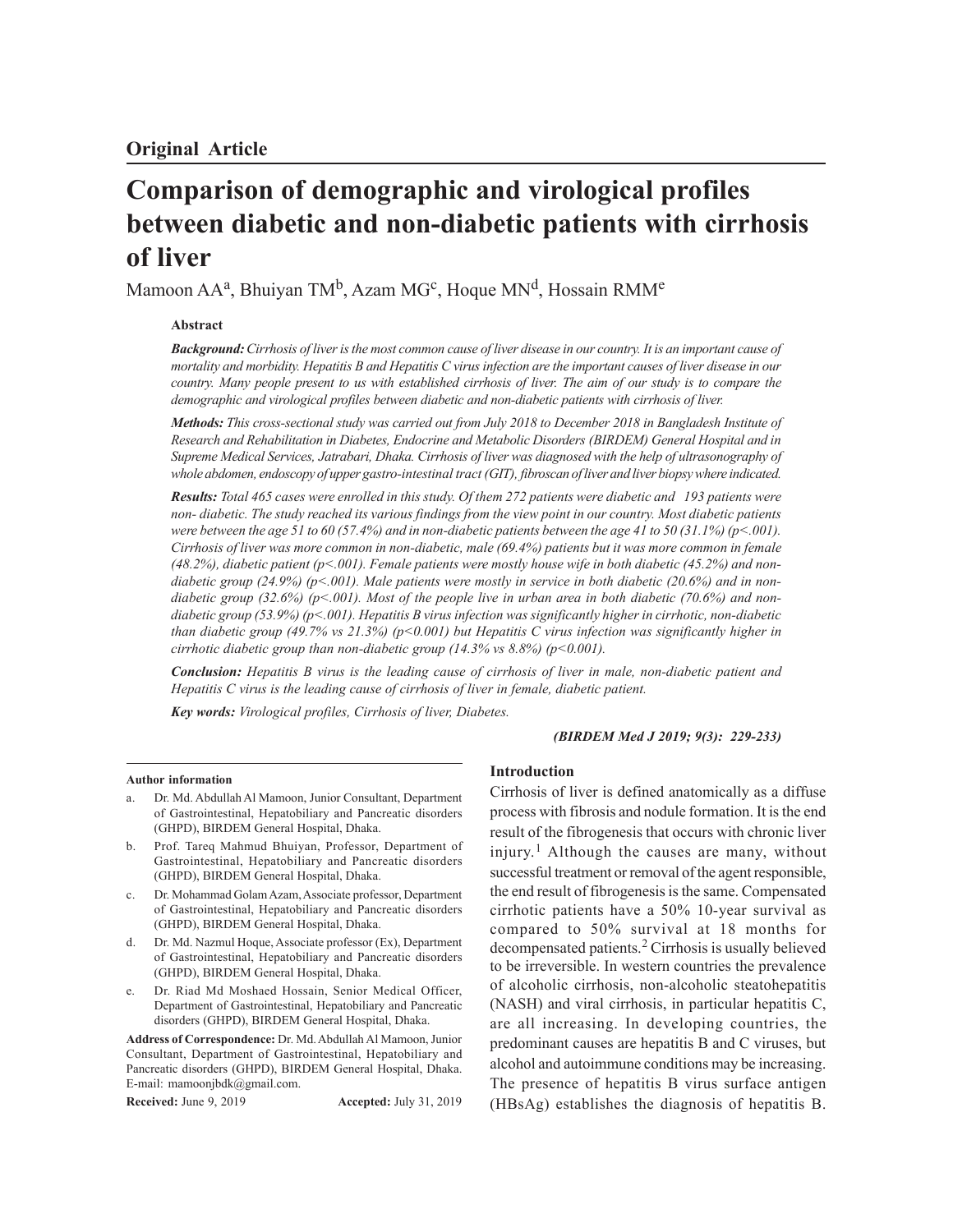**Original Article**

# Comparison of demographic and virological profiles between diabetic and non-diabetic patients with cirrhosis of liver

Mamoon AA[a], Bhuiyan TM[b], Azam MG[c], Hoque MN[d], Hossain RMM[e]

### Abstract

***Background:*** *Cirrhosis of liver is the most common cause of liver disease in our country. It is an important cause of mortality and morbidity. Hepatitis B and Hepatitis C virus infection are the important causes of liver disease in our country. Many people present to us with established cirrhosis of liver. The aim of our study is to compare the demographic and virological profiles between diabetic and non-diabetic patients with cirrhosis of liver.*

***Methods:*** *This cross-sectional study was carried out from July 2018 to December 2018 in Bangladesh Institute of Research and Rehabilitation in Diabetes, Endocrine and Metabolic Disorders (BIRDEM) General Hospital and in Supreme Medical Services, Jatrabari, Dhaka. Cirrhosis of liver was diagnosed with the help of ultrasonography of whole abdomen, endoscopy of upper gastro-intestinal tract (GIT), fibroscan of liver and liver biopsy where indicated.*

***Results:*** *Total 465 cases were enrolled in this study. Of them 272 patients were diabetic and 193 patients were non- diabetic. The study reached its various findings from the view point in our country. Most diabetic patients were between the age 51 to 60 (57.4%) and in non-diabetic patients between the age 41 to 50 (31.1%) ($p<.001$). Cirrhosis of liver was more common in non-diabetic, male (69.4%) patients but it was more common in female (48.2%), diabetic patient ($p<.001$). Female patients were mostly house wife in both diabetic (45.2%) and non-diabetic group (24.9%) ($p<.001$). Male patients were mostly in service in both diabetic (20.6%) and in non-diabetic group (32.6%) ($p<.001$). Most of the people live in urban area in both diabetic (70.6%) and non-diabetic group (53.9%) ($p<.001$). Hepatitis B virus infection was significantly higher in cirrhotic, non-diabetic than diabetic group (49.7% vs 21.3%) ($p<0.001$) but Hepatitis C virus infection was significantly higher in cirrhotic diabetic group than non-diabetic group (14.3% vs 8.8%) ($p<0.001$).*

***Conclusion:*** *Hepatitis B virus is the leading cause of cirrhosis of liver in male, non-diabetic patient and Hepatitis C virus is the leading cause of cirrhosis of liver in female, diabetic patient.*

***Key words:*** *Virological profiles, Cirrhosis of liver, Diabetes.*

*(BIRDEM Med J 2019; 9(3): 229-233)*

## Introduction

Cirrhosis of liver is defined anatomically as a diffuse process with fibrosis and nodule formation. It is the end result of the fibrogenesis that occurs with chronic liver injury.[1] Although the causes are many, without successful treatment or removal of the agent responsible, the end result of fibrogenesis is the same. Compensated cirrhotic patients have a 50% 10-year survival as compared to 50% survival at 18 months for decompensated patients.[2] Cirrhosis is usually believed to be irreversible. In western countries the prevalence of alcoholic cirrhosis, non-alcoholic steatohepatitis (NASH) and viral cirrhosis, in particular hepatitis C, are all increasing. In developing countries, the predominant causes are hepatitis B and C viruses, but alcohol and autoimmune conditions may be increasing. The presence of hepatitis B virus surface antigen (HBsAg) establishes the diagnosis of hepatitis B.

---

**Author information**

a. Dr. Md. Abdullah Al Mamoon, Junior Consultant, Department of Gastrointestinal, Hepatobiliary and Pancreatic disorders (GHPD), BIRDEM General Hospital, Dhaka.

b. Prof. Tareq Mahmud Bhuiyan, Professor, Department of Gastrointestinal, Hepatobiliary and Pancreatic disorders (GHPD), BIRDEM General Hospital, Dhaka.

c. Dr. Mohammad Golam Azam, Associate professor, Department of Gastrointestinal, Hepatobiliary and Pancreatic disorders (GHPD), BIRDEM General Hospital, Dhaka.

d. Dr. Md. Nazmul Hoque, Associate professor (Ex), Department of Gastrointestinal, Hepatobiliary and Pancreatic disorders (GHPD), BIRDEM General Hospital, Dhaka.

e. Dr. Riad Md Moshaed Hossain, Senior Medical Officer, Department of Gastrointestinal, Hepatobiliary and Pancreatic disorders (GHPD), BIRDEM General Hospital, Dhaka.

**Address of Correspondence:** Dr. Md. Abdullah Al Mamoon, Junior Consultant, Department of Gastrointestinal, Hepatobiliary and Pancreatic disorders (GHPD), BIRDEM General Hospital, Dhaka. E-mail: mamoonjbdk@gmail.com.

**Received:** June 9, 2019 **Accepted:** July 31, 2019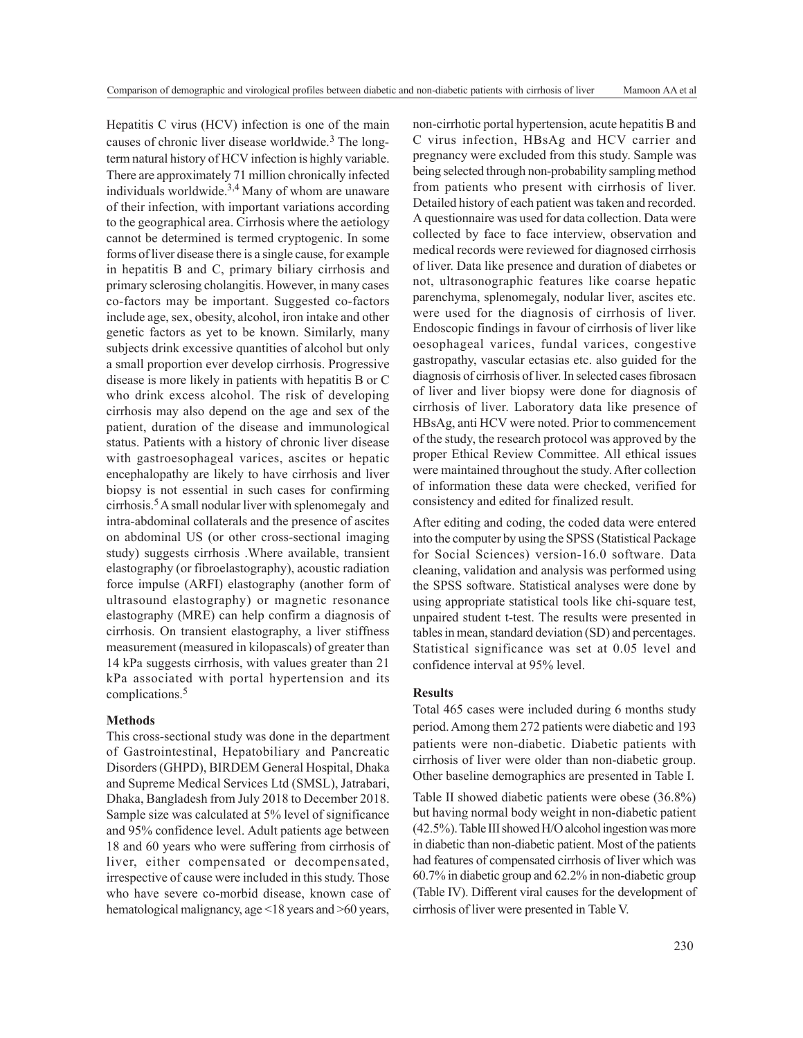Hepatitis C virus (HCV) infection is one of the main causes of chronic liver disease worldwide.[3] The long-term natural history of HCV infection is highly variable. There are approximately 71 million chronically infected individuals worldwide.[3,4] Many of whom are unaware of their infection, with important variations according to the geographical area. Cirrhosis where the aetiology cannot be determined is termed cryptogenic. In some forms of liver disease there is a single cause, for example in hepatitis B and C, primary biliary cirrhosis and primary sclerosing cholangitis. However, in many cases co-factors may be important. Suggested co-factors include age, sex, obesity, alcohol, iron intake and other genetic factors as yet to be known. Similarly, many subjects drink excessive quantities of alcohol but only a small proportion ever develop cirrhosis. Progressive disease is more likely in patients with hepatitis B or C who drink excess alcohol. The risk of developing cirrhosis may also depend on the age and sex of the patient, duration of the disease and immunological status. Patients with a history of chronic liver disease with gastroesophageal varices, ascites or hepatic encephalopathy are likely to have cirrhosis and liver biopsy is not essential in such cases for confirming cirrhosis.[5] A small nodular liver with splenomegaly and intra-abdominal collaterals and the presence of ascites on abdominal US (or other cross-sectional imaging study) suggests cirrhosis .Where available, transient elastography (or fibroelastography), acoustic radiation force impulse (ARFI) elastography (another form of ultrasound elastography) or magnetic resonance elastography (MRE) can help confirm a diagnosis of cirrhosis. On transient elastography, a liver stiffness measurement (measured in kilopascals) of greater than 14 kPa suggests cirrhosis, with values greater than 21 kPa associated with portal hypertension and its complications.[5]

## Methods

This cross-sectional study was done in the department of Gastrointestinal, Hepatobiliary and Pancreatic Disorders (GHPD), BIRDEM General Hospital, Dhaka and Supreme Medical Services Ltd (SMSL), Jatrabari, Dhaka, Bangladesh from July 2018 to December 2018. Sample size was calculated at 5% level of significance and 95% confidence level. Adult patients age between 18 and 60 years who were suffering from cirrhosis of liver, either compensated or decompensated, irrespective of cause were included in this study. Those who have severe co-morbid disease, known case of hematological malignancy, age <18 years and >60 years, non-cirrhotic portal hypertension, acute hepatitis B and C virus infection, HBsAg and HCV carrier and pregnancy were excluded from this study. Sample was being selected through non-probability sampling method from patients who present with cirrhosis of liver. Detailed history of each patient was taken and recorded. A questionnaire was used for data collection. Data were collected by face to face interview, observation and medical records were reviewed for diagnosed cirrhosis of liver. Data like presence and duration of diabetes or not, ultrasonographic features like coarse hepatic parenchyma, splenomegaly, nodular liver, ascites etc. were used for the diagnosis of cirrhosis of liver. Endoscopic findings in favour of cirrhosis of liver like oesophageal varices, fundal varices, congestive gastropathy, vascular ectasias etc. also guided for the diagnosis of cirrhosis of liver. In selected cases fibrosacn of liver and liver biopsy were done for diagnosis of cirrhosis of liver. Laboratory data like presence of HBsAg, anti HCV were noted. Prior to commencement of the study, the research protocol was approved by the proper Ethical Review Committee. All ethical issues were maintained throughout the study. After collection of information these data were checked, verified for consistency and edited for finalized result.

After editing and coding, the coded data were entered into the computer by using the SPSS (Statistical Package for Social Sciences) version-16.0 software. Data cleaning, validation and analysis was performed using the SPSS software. Statistical analyses were done by using appropriate statistical tools like chi-square test, unpaired student t-test. The results were presented in tables in mean, standard deviation (SD) and percentages. Statistical significance was set at 0.05 level and confidence interval at 95% level.

## Results

Total 465 cases were included during 6 months study period. Among them 272 patients were diabetic and 193 patients were non-diabetic. Diabetic patients with cirrhosis of liver were older than non-diabetic group. Other baseline demographics are presented in Table I.

Table II showed diabetic patients were obese (36.8%) but having normal body weight in non-diabetic patient (42.5%). Table III showed H/O alcohol ingestion was more in diabetic than non-diabetic patient. Most of the patients had features of compensated cirrhosis of liver which was 60.7% in diabetic group and 62.2% in non-diabetic group (Table IV). Different viral causes for the development of cirrhosis of liver were presented in Table V.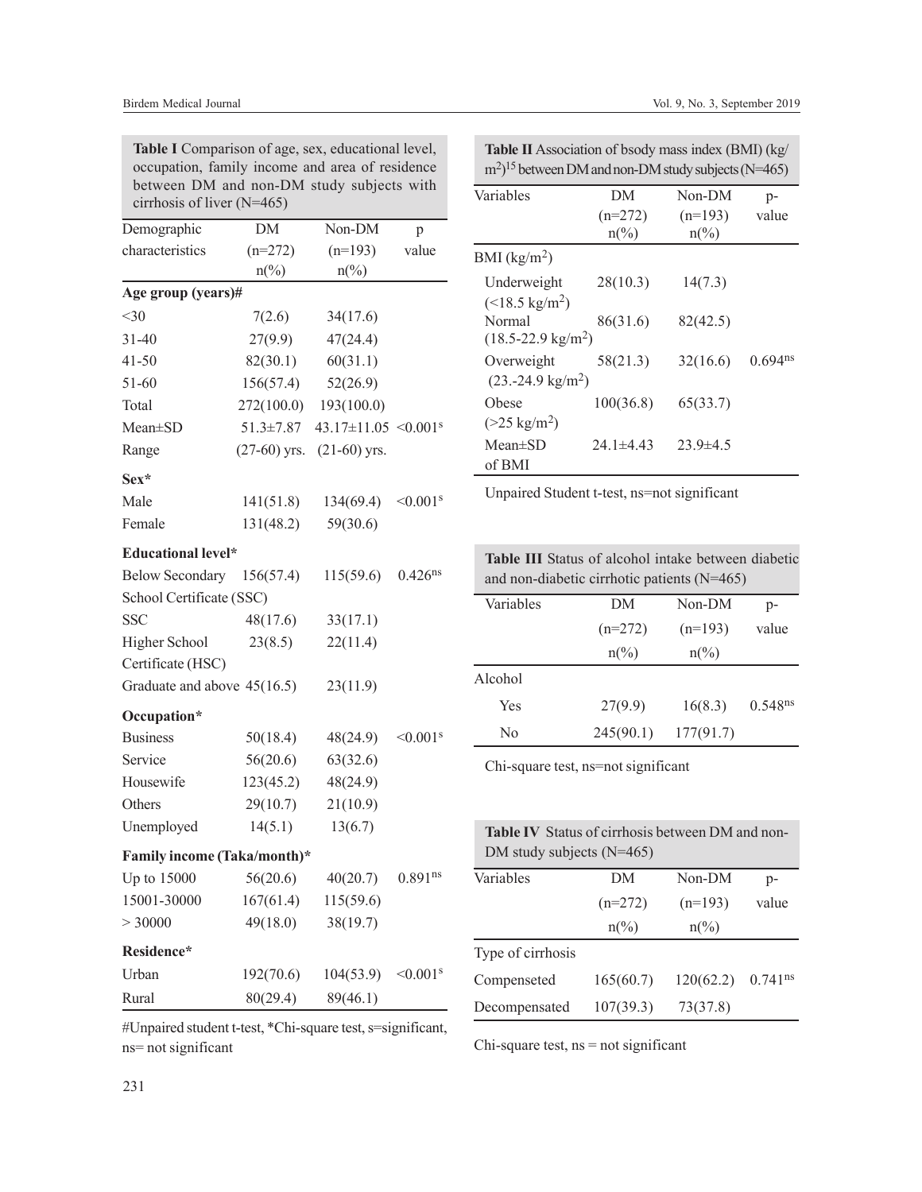**Table I** Comparison of age, sex, educational level, occupation, family income and area of residence between DM and non-DM study subjects with cirrhosis of liver (N=465)

| Demographic characteristics | DM (n=272) n(%) | Non-DM (n=193) n(%) | p value |
|---|---|---|---|
| **Age group (years)#** | | | |
| <30 | 7(2.6) | 34(17.6) | |
| 31-40 | 27(9.9) | 47(24.4) | |
| 41-50 | 82(30.1) | 60(31.1) | |
| 51-60 | 156(57.4) | 52(26.9) | |
| Total | 272(100.0) | 193(100.0) | |
| Mean±SD | 51.3±7.87 | 43.17±11.05 | <0.001[s] |
| Range | (27-60) yrs. | (21-60) yrs. | |
| **Sex*** | | | |
| Male | 141(51.8) | 134(69.4) | <0.001[s] |
| Female | 131(48.2) | 59(30.6) | |
| **Educational level*** | | | |
| Below Secondary School Certificate (SSC) | 156(57.4) | 115(59.6) | 0.426[ns] |
| SSC | 48(17.6) | 33(17.1) | |
| Higher School Certificate (HSC) | 23(8.5) | 22(11.4) | |
| Graduate and above | 45(16.5) | 23(11.9) | |
| **Occupation*** | | | |
| Business | 50(18.4) | 48(24.9) | <0.001[s] |
| Service | 56(20.6) | 63(32.6) | |
| Housewife | 123(45.2) | 48(24.9) | |
| Others | 29(10.7) | 21(10.9) | |
| Unemployed | 14(5.1) | 13(6.7) | |
| **Family income (Taka/month)*** | | | |
| Up to 15000 | 56(20.6) | 40(20.7) | 0.891[ns] |
| 15001-30000 | 167(61.4) | 115(59.6) | |
| > 30000 | 49(18.0) | 38(19.7) | |
| **Residence*** | | | |
| Urban | 192(70.6) | 104(53.9) | <0.001[s] |
| Rural | 80(29.4) | 89(46.1) | |

#Unpaired student t-test, *Chi-square test, s=significant, ns= not significant

**Table II** Association of bsody mass index (BMI) (kg/m$^2$)[15] between DM and non-DM study subjects (N=465)

| Variables | DM (n=272) n(%) | Non-DM (n=193) n(%) | p-value |
|---|---|---|---|
| BMI (kg/m$^2$) | | | |
| Underweight (<18.5 kg/m$^2$) | 28(10.3) | 14(7.3) | |
| Normal (18.5-22.9 kg/m$^2$) | 86(31.6) | 82(42.5) | |
| Overweight (23.-24.9 kg/m$^2$) | 58(21.3) | 32(16.6) | 0.694[ns] |
| Obese (>25 kg/m$^2$) | 100(36.8) | 65(33.7) | |
| Mean±SD of BMI | 24.1±4.43 | 23.9±4.5 | |

Unpaired Student t-test, ns=not significant

**Table III** Status of alcohol intake between diabetic and non-diabetic cirrhotic patients (N=465)

| Variables | DM (n=272) n(%) | Non-DM (n=193) n(%) | p-value |
|---|---|---|---|
| Alcohol | | | |
| Yes | 27(9.9) | 16(8.3) | 0.548[ns] |
| No | 245(90.1) | 177(91.7) | |

Chi-square test, ns=not significant

**Table IV** Status of cirrhosis between DM and non-DM study subjects (N=465)

| Variables | DM (n=272) n(%) | Non-DM (n=193) n(%) | p-value |
|---|---|---|---|
| Type of cirrhosis | | | |
| Compenseted | 165(60.7) | 120(62.2) | 0.741[ns] |
| Decompensated | 107(39.3) | 73(37.8) | |

Chi-square test, ns = not significant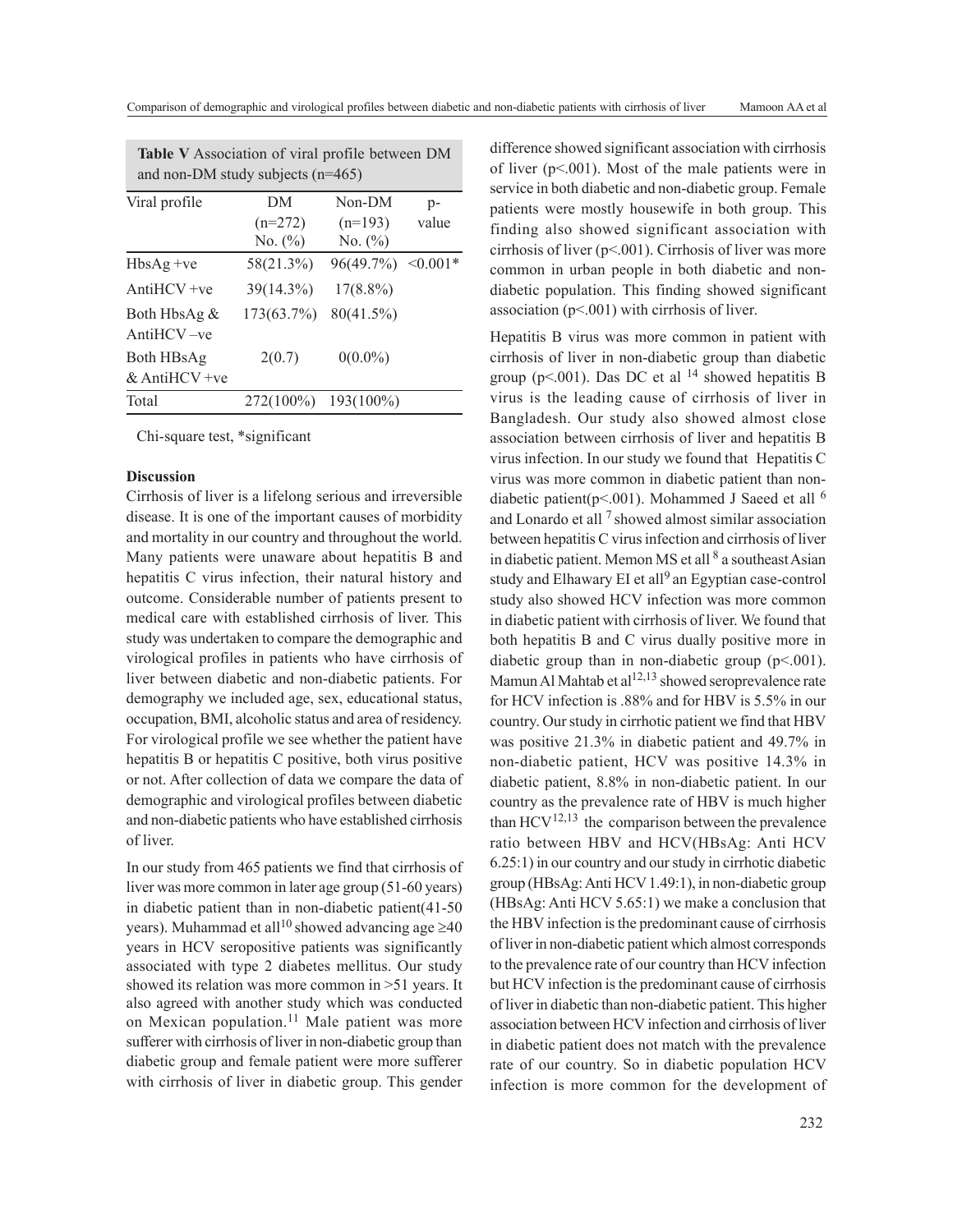**Table V** Association of viral profile between DM and non-DM study subjects (n=465)

| Viral profile | DM (n=272) No. (%) | Non-DM (n=193) No. (%) | p-value |
|---|---|---|---|
| HbsAg +ve | 58(21.3%) | 96(49.7%) | <0.001* |
| AntiHCV +ve | 39(14.3%) | 17(8.8%) | |
| Both HbsAg & AntiHCV –ve | 173(63.7%) | 80(41.5%) | |
| Both HBsAg & AntiHCV +ve | 2(0.7) | 0(0.0%) | |
| Total | 272(100%) | 193(100%) | |

Chi-square test, *significant

### Discussion

Cirrhosis of liver is a lifelong serious and irreversible disease. It is one of the important causes of morbidity and mortality in our country and throughout the world. Many patients were unaware about hepatitis B and hepatitis C virus infection, their natural history and outcome. Considerable number of patients present to medical care with established cirrhosis of liver. This study was undertaken to compare the demographic and virological profiles in patients who have cirrhosis of liver between diabetic and non-diabetic patients. For demography we included age, sex, educational status, occupation, BMI, alcoholic status and area of residency. For virological profile we see whether the patient have hepatitis B or hepatitis C positive, both virus positive or not. After collection of data we compare the data of demographic and virological profiles between diabetic and non-diabetic patients who have established cirrhosis of liver.

In our study from 465 patients we find that cirrhosis of liver was more common in later age group (51-60 years) in diabetic patient than in non-diabetic patient(41-50 years). Muhammad et all[10] showed advancing age ≥40 years in HCV seropositive patients was significantly associated with type 2 diabetes mellitus. Our study showed its relation was more common in >51 years. It also agreed with another study which was conducted on Mexican population.[11] Male patient was more sufferer with cirrhosis of liver in non-diabetic group than diabetic group and female patient were more sufferer with cirrhosis of liver in diabetic group. This gender difference showed significant association with cirrhosis of liver (p<.001). Most of the male patients were in service in both diabetic and non-diabetic group. Female patients were mostly housewife in both group. This finding also showed significant association with cirrhosis of liver (p<.001). Cirrhosis of liver was more common in urban people in both diabetic and non-diabetic population. This finding showed significant association (p<.001) with cirrhosis of liver.

Hepatitis B virus was more common in patient with cirrhosis of liver in non-diabetic group than diabetic group (p<.001). Das DC et al [14] showed hepatitis B virus is the leading cause of cirrhosis of liver in Bangladesh. Our study also showed almost close association between cirrhosis of liver and hepatitis B virus infection. In our study we found that Hepatitis C virus was more common in diabetic patient than non-diabetic patient(p<.001). Mohammed J Saeed et all [6] and Lonardo et all [7] showed almost similar association between hepatitis C virus infection and cirrhosis of liver in diabetic patient. Memon MS et all [8] a southeast Asian study and Elhawary EI et all[9] an Egyptian case-control study also showed HCV infection was more common in diabetic patient with cirrhosis of liver. We found that both hepatitis B and C virus dually positive more in diabetic group than in non-diabetic group (p<.001). Mamun Al Mahtab et al[12,13] showed seroprevalence rate for HCV infection is .88% and for HBV is 5.5% in our country. Our study in cirrhotic patient we find that HBV was positive 21.3% in diabetic patient and 49.7% in non-diabetic patient, HCV was positive 14.3% in diabetic patient, 8.8% in non-diabetic patient. In our country as the prevalence rate of HBV is much higher than HCV[12,13] the comparison between the prevalence ratio between HBV and HCV(HBsAg: Anti HCV 6.25:1) in our country and our study in cirrhotic diabetic group (HBsAg: Anti HCV 1.49:1), in non-diabetic group (HBsAg: Anti HCV 5.65:1) we make a conclusion that the HBV infection is the predominant cause of cirrhosis of liver in non-diabetic patient which almost corresponds to the prevalence rate of our country than HCV infection but HCV infection is the predominant cause of cirrhosis of liver in diabetic than non-diabetic patient. This higher association between HCV infection and cirrhosis of liver in diabetic patient does not match with the prevalence rate of our country. So in diabetic population HCV infection is more common for the development of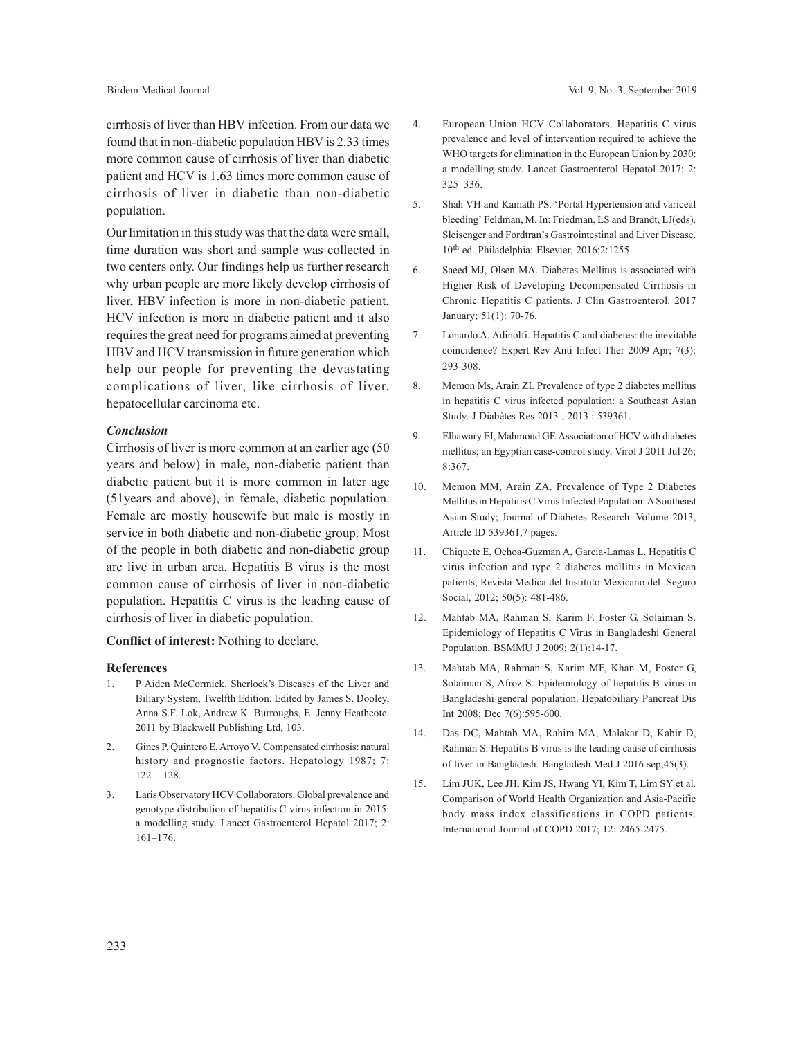cirrhosis of liver than HBV infection. From our data we found that in non-diabetic population HBV is 2.33 times more common cause of cirrhosis of liver than diabetic patient and HCV is 1.63 times more common cause of cirrhosis of liver in diabetic than non-diabetic population.

Our limitation in this study was that the data were small, time duration was short and sample was collected in two centers only. Our findings help us further research why urban people are more likely develop cirrhosis of liver, HBV infection is more in non-diabetic patient, HCV infection is more in diabetic patient and it also requires the great need for programs aimed at preventing HBV and HCV transmission in future generation which help our people for preventing the devastating complications of liver, like cirrhosis of liver, hepatocellular carcinoma etc.

### *Conclusion*

Cirrhosis of liver is more common at an earlier age (50 years and below) in male, non-diabetic patient than diabetic patient but it is more common in later age (51years and above), in female, diabetic population. Female are mostly housewife but male is mostly in service in both diabetic and non-diabetic group. Most of the people in both diabetic and non-diabetic group are live in urban area. Hepatitis B virus is the most common cause of cirrhosis of liver in non-diabetic population. Hepatitis C virus is the leading cause of cirrhosis of liver in diabetic population.

**Conflict of interest:** Nothing to declare.

### References

1. P Aiden McCormick. Sherlock's Diseases of the Liver and Biliary System, Twelfth Edition. Edited by James S. Dooley, Anna S.F. Lok, Andrew K. Burroughs, E. Jenny Heathcote. 2011 by Blackwell Publishing Ltd, 103.
2. Gines P, Quintero E, Arroyo V. Compensated cirrhosis: natural history and prognostic factors. Hepatology 1987; 7: 122 – 128.
3. Laris Observatory HCV Collaborators. Global prevalence and genotype distribution of hepatitis C virus infection in 2015: a modelling study. Lancet Gastroenterol Hepatol 2017; 2: 161–176.
4. European Union HCV Collaborators. Hepatitis C virus prevalence and level of intervention required to achieve the WHO targets for elimination in the European Union by 2030: a modelling study. Lancet Gastroenterol Hepatol 2017; 2: 325–336.
5. Shah VH and Kamath PS. 'Portal Hypertension and variceal bleeding' Feldman, M. In: Friedman, LS and Brandt, LJ(eds). Sleisenger and Fordtran's Gastrointestinal and Liver Disease. 10th ed. Philadelphia: Elsevier, 2016;2:1255
6. Saeed MJ, Olsen MA. Diabetes Mellitus is associated with Higher Risk of Developing Decompensated Cirrhosis in Chronic Hepatitis C patients. J Clin Gastroenterol. 2017 January; 51(1): 70-76.
7. Lonardo A, Adinolfi. Hepatitis C and diabetes: the inevitable coincidence? Expert Rev Anti Infect Ther 2009 Apr; 7(3): 293-308.
8. Memon Ms, Arain ZI. Prevalence of type 2 diabetes mellitus in hepatitis C virus infected population: a Southeast Asian Study. J Diabètes Res 2013 ; 2013 : 539361.
9. Elhawary EI, Mahmoud GF. Association of HCV with diabetes mellitus; an Egyptian case-control study. Virol J 2011 Jul 26; 8:367.
10. Memon MM, Arain ZA. Prevalence of Type 2 Diabetes Mellitus in Hepatitis C Virus Infected Population: A Southeast Asian Study; Journal of Diabetes Research. Volume 2013, Article ID 539361,7 pages.
11. Chiquete E, Ochoa-Guzman A, Garcia-Lamas L. Hepatitis C virus infection and type 2 diabetes mellitus in Mexican patients, Revista Medica del Instituto Mexicano del Seguro Social, 2012; 50(5): 481-486.
12. Mahtab MA, Rahman S, Karim F. Foster G, Solaiman S. Epidemiology of Hepatitis C Virus in Bangladeshi General Population. BSMMU J 2009; 2(1):14-17.
13. Mahtab MA, Rahman S, Karim MF, Khan M, Foster G, Solaiman S, Afroz S. Epidemiology of hepatitis B virus in Bangladeshi general population. Hepatobiliary Pancreat Dis Int 2008; Dec 7(6):595-600.
14. Das DC, Mahtab MA, Rahim MA, Malakar D, Kabir D, Rahman S. Hepatitis B virus is the leading cause of cirrhosis of liver in Bangladesh. Bangladesh Med J 2016 sep;45(3).
15. Lim JUK, Lee JH, Kim JS, Hwang YI, Kim T, Lim SY et al. Comparison of World Health Organization and Asia-Pacific body mass index classifications in COPD patients. International Journal of COPD 2017; 12: 2465-2475.